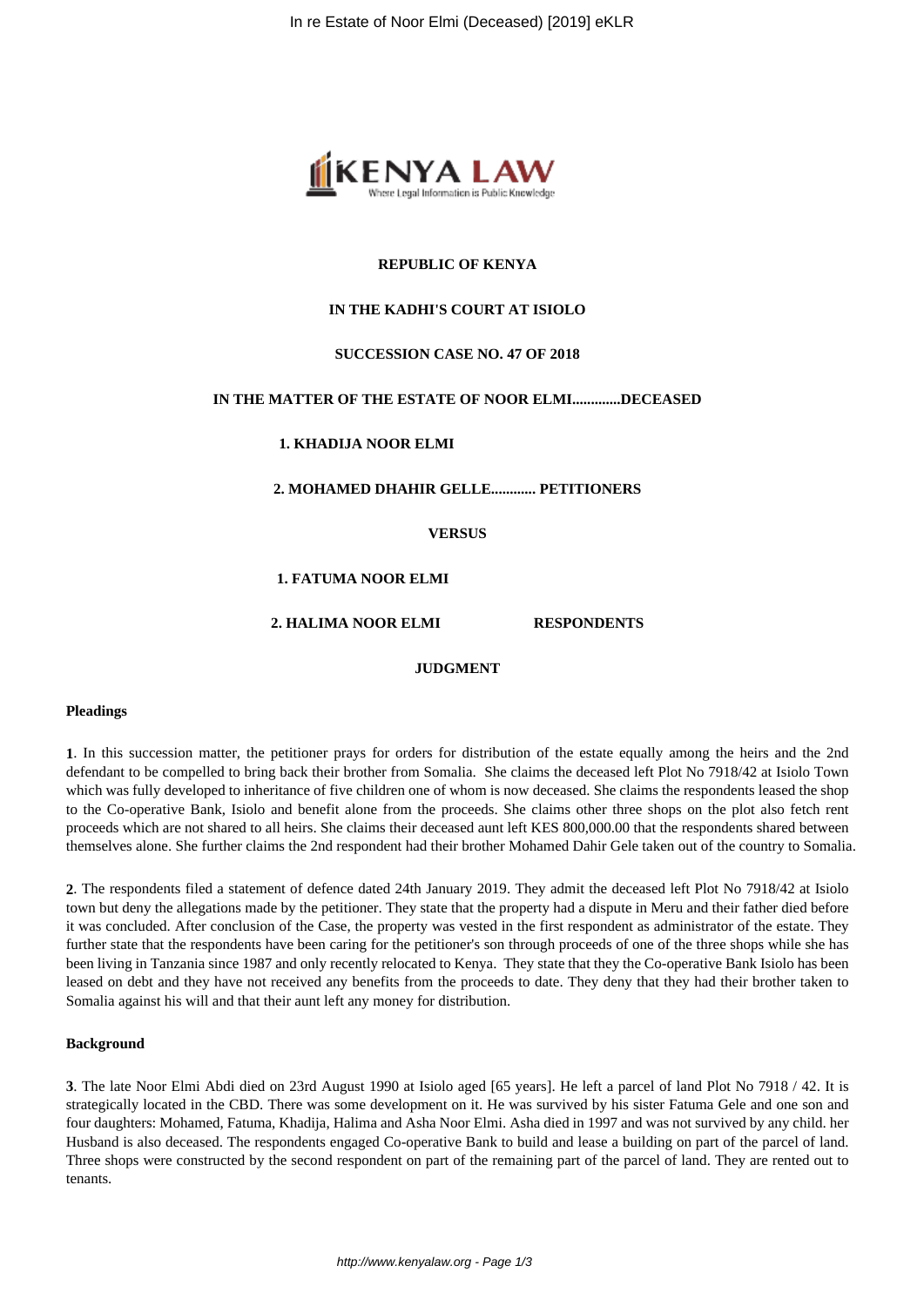**REPUBLIC OF KENYA**

**IN THE KADHI'S COURT AT ISIOLO**

**SUCCESSION CASE NO. 47 OF 2018**

**IN THE MATTER OF THE ESTATE OF NOOR ELMI.............DECEASED**

**1. KHADIJA NOOR ELMI**

**2. MOHAMED DHAHIR GELLE............ PETITIONERS**

**VERSUS**

**1. FATUMA NOOR ELMI**

**2. HALIMA NOOR ELMI RESPONDENTS**

**JUDGMENT**

**Pleadings**

**1**. In this succession matter, the petitioner prays for orders for distribution of the estate equally among the heirs and the 2nd defendant to be compelled to bring back their brother from Somalia. She claims the deceased left Plot No 7918/42 at Isiolo Town which was fully developed to inheritance of five children one of whom is now deceased. She claims the respondents leased the shop to the Co-operative Bank, Isiolo and benefit alone from the proceeds. She claims other three shops on the plot also fetch rent proceeds which are not shared to all heirs. She claims their deceased aunt left KES 800,000.00 that the respondents shared between themselves alone. She further claims the 2nd respondent had their brother Mohamed Dahir Gele taken out of the country to Somalia.

**2**. The respondents filed a statement of defence dated 24th January 2019. They admit the deceased left Plot No 7918/42 at Isiolo town but deny the allegations made by the petitioner. They state that the property had a dispute in Meru and their father died before it was concluded. After conclusion of the Case, the property was vested in the first respondent as administrator of the estate. They further state that the respondents have been caring for the petitioner's son through proceeds of one of the three shops while she has been living in Tanzania since 1987 and only recently relocated to Kenya. They state that they the Co-operative Bank Isiolo has been leased on debt and they have not received any benefits from the proceeds to date. They deny that they had their brother taken to Somalia against his will and that their aunt left any money for distribution.

**Background**

**3**. The late Noor Elmi Abdi died on 23rd August 1990 at Isiolo aged [65 years]. He left a parcel of land Plot No 7918 / 42. It is strategically located in the CBD. There was some development on it. He was survived by his sister Fatuma Gele and one son and four daughters: Mohamed, Fatuma, Khadija, Halima and Asha Noor Elmi. Asha died in 1997 and was not survived by any child. her Husband is also deceased. The respondents engaged Co-operative Bank to build and lease a building on part of the parcel of land. Three shops were constructed by the second respondent on part of the remaining part of the parcel of land. They are rented out to tenants.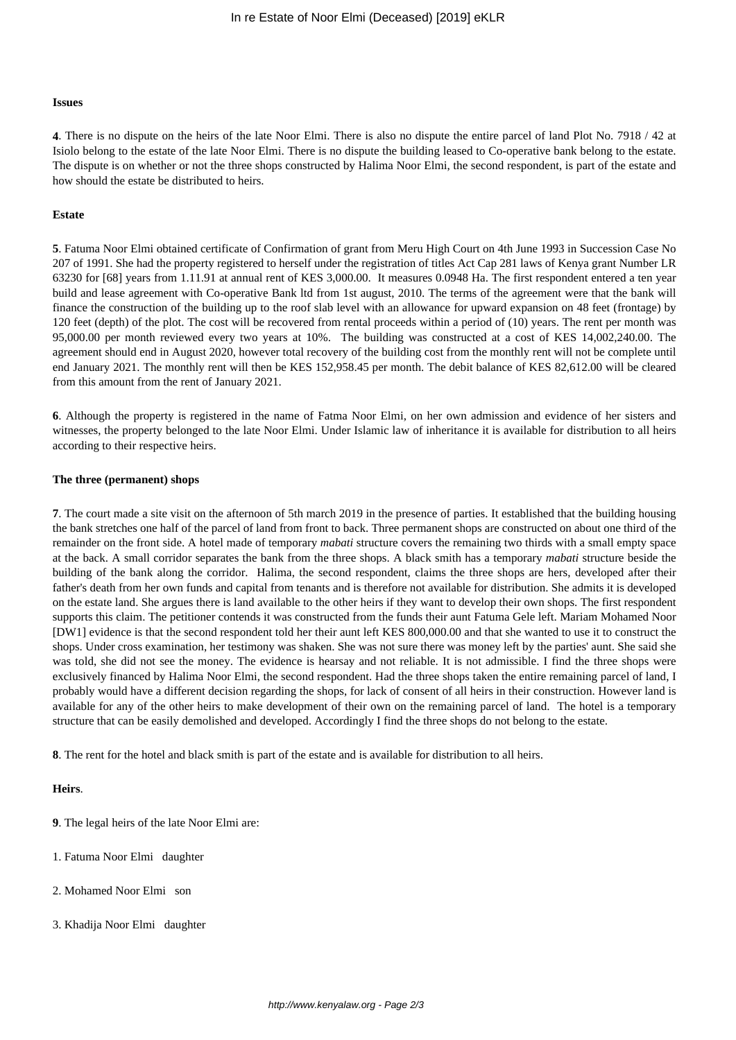**Issues**

**4**. There is no dispute on the heirs of the late Noor Elmi. There is also no dispute the entire parcel of land Plot No. 7918 / 42 at Isiolo belong to the estate of the late Noor Elmi. There is no dispute the building leased to Co-operative bank belong to the estate. The dispute is on whether or not the three shops constructed by Halima Noor Elmi, the second respondent, is part of the estate and how should the estate be distributed to heirs.

**Estate**

**5**. Fatuma Noor Elmi obtained certificate of Confirmation of grant from Meru High Court on 4th June 1993 in Succession Case No 207 of 1991. She had the property registered to herself under the registration of titles Act Cap 281 laws of Kenya grant Number LR 63230 for [68] years from 1.11.91 at annual rent of KES 3,000.00. It measures 0.0948 Ha. The first respondent entered a ten year build and lease agreement with Co-operative Bank ltd from 1st august, 2010. The terms of the agreement were that the bank will finance the construction of the building up to the roof slab level with an allowance for upward expansion on 48 feet (frontage) by 120 feet (depth) of the plot. The cost will be recovered from rental proceeds within a period of (10) years. The rent per month was 95,000.00 per month reviewed every two years at 10%. The building was constructed at a cost of KES 14,002,240.00. The agreement should end in August 2020, however total recovery of the building cost from the monthly rent will not be complete until end January 2021. The monthly rent will then be KES 152,958.45 per month. The debit balance of KES 82,612.00 will be cleared from this amount from the rent of January 2021.

**6**. Although the property is registered in the name of Fatma Noor Elmi, on her own admission and evidence of her sisters and witnesses, the property belonged to the late Noor Elmi. Under Islamic law of inheritance it is available for distribution to all heirs according to their respective heirs.

**The three (permanent) shops**

**7**. The court made a site visit on the afternoon of 5th march 2019 in the presence of parties. It established that the building housing the bank stretches one half of the parcel of land from front to back. Three permanent shops are constructed on about one third of the remainder on the front side. A hotel made of temporary *mabati* structure covers the remaining two thirds with a small empty space at the back. A small corridor separates the bank from the three shops. A black smith has a temporary *mabati* structure beside the building of the bank along the corridor. Halima, the second respondent, claims the three shops are hers, developed after their father's death from her own funds and capital from tenants and is therefore not available for distribution. She admits it is developed on the estate land. She argues there is land available to the other heirs if they want to develop their own shops. The first respondent supports this claim. The petitioner contends it was constructed from the funds their aunt Fatuma Gele left. Mariam Mohamed Noor [DW1] evidence is that the second respondent told her their aunt left KES 800,000.00 and that she wanted to use it to construct the shops. Under cross examination, her testimony was shaken. She was not sure there was money left by the parties' aunt. She said she was told, she did not see the money. The evidence is hearsay and not reliable. It is not admissible. I find the three shops were exclusively financed by Halima Noor Elmi, the second respondent. Had the three shops taken the entire remaining parcel of land, I probably would have a different decision regarding the shops, for lack of consent of all heirs in their construction. However land is available for any of the other heirs to make development of their own on the remaining parcel of land. The hotel is a temporary structure that can be easily demolished and developed. Accordingly I find the three shops do not belong to the estate.

**8**. The rent for the hotel and black smith is part of the estate and is available for distribution to all heirs.

**Heirs**.

**9**. The legal heirs of the late Noor Elmi are:

1. Fatuma Noor Elmi daughter

2. Mohamed Noor Elmi son

3. Khadija Noor Elmi daughter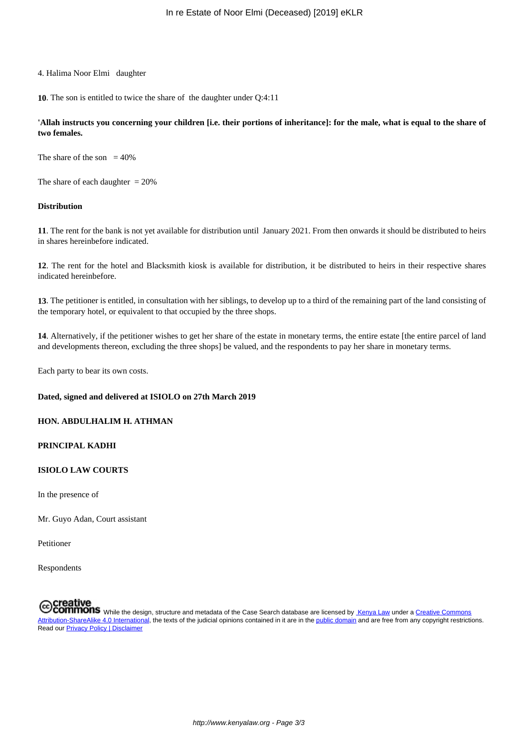4. Halima Noor Elmi daughter

**10**. The son is entitled to twice the share of the daughter under Q:4:11

**'Allah instructs you concerning your children [i.e. their portions of inheritance]: for the male, what is equal to the share of two females.**

The share of the son = 40%

The share of each daughter = 20%

**Distribution**

**11**. The rent for the bank is not yet available for distribution until January 2021. From then onwards it should be distributed to heirs in shares hereinbefore indicated.

**12**. The rent for the hotel and Blacksmith kiosk is available for distribution, it be distributed to heirs in their respective shares indicated hereinbefore.

**13**. The petitioner is entitled, in consultation with her siblings, to develop up to a third of the remaining part of the land consisting of the temporary hotel, or equivalent to that occupied by the three shops.

**14**. Alternatively, if the petitioner wishes to get her share of the estate in monetary terms, the entire estate [the entire parcel of land and developments thereon, excluding the three shops] be valued, and the respondents to pay her share in monetary terms.

Each party to bear its own costs.

**Dated, signed and delivered at ISIOLO on 27th March 2019**

**HON. ABDULHALIM H. ATHMAN**

**PRINCIPAL KADHI**

**ISIOLO LAW COURTS**

In the presence of

Mr. Guyo Adan, Court assistant

Petitioner

Respondents

While the design, structure and metadata of the Case Search database are licensed by Kenya Law under a Creative Commons Attribution-ShareAlike 4.0 International, the texts of the judicial opinions contained in it are in the public domain and are free from any copyright restrictions. Read our Privacy Policy | Disclaimer